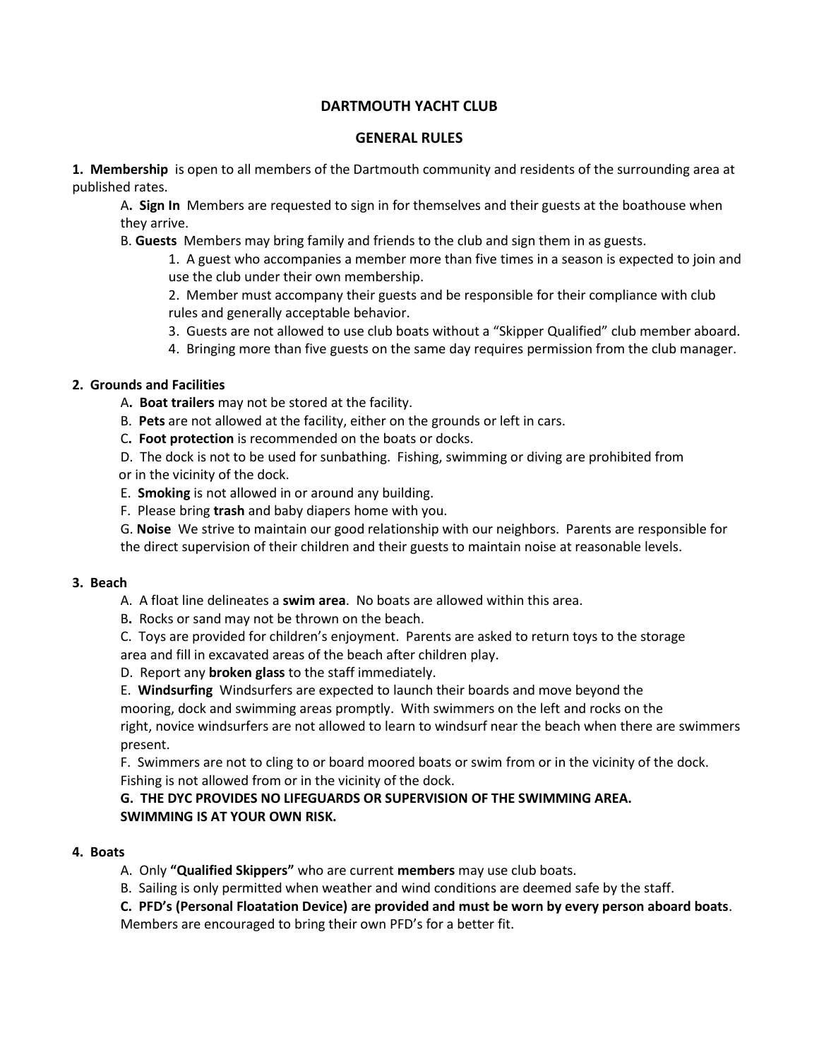# DARTMOUTH YACHT CLUB

## GENERAL RULES

**1. Membership** is open to all members of the Dartmouth community and residents of the surrounding area at published rates.

A**. Sign In** Members are requested to sign in for themselves and their guests at the boathouse when they arrive.

B. **Guests** Members may bring family and friends to the club and sign them in as guests.

1. A guest who accompanies a member more than five times in a season is expected to join and use the club under their own membership.
2. Member must accompany their guests and be responsible for their compliance with club rules and generally acceptable behavior.
3. Guests are not allowed to use club boats without a "Skipper Qualified" club member aboard.
4. Bringing more than five guests on the same day requires permission from the club manager.

**2. Grounds and Facilities**

A**. Boat trailers** may not be stored at the facility.

B. **Pets** are not allowed at the facility, either on the grounds or left in cars.

C**. Foot protection** is recommended on the boats or docks.

D. The dock is not to be used for sunbathing. Fishing, swimming or diving are prohibited from or in the vicinity of the dock.

E. **Smoking** is not allowed in or around any building.

F. Please bring **trash** and baby diapers home with you.

G. **Noise** We strive to maintain our good relationship with our neighbors. Parents are responsible for the direct supervision of their children and their guests to maintain noise at reasonable levels.

**3. Beach**

A. A float line delineates a **swim area**. No boats are allowed within this area.

B**.** Rocks or sand may not be thrown on the beach.

C. Toys are provided for children's enjoyment. Parents are asked to return toys to the storage area and fill in excavated areas of the beach after children play.

D. Report any **broken glass** to the staff immediately.

E. **Windsurfing** Windsurfers are expected to launch their boards and move beyond the mooring, dock and swimming areas promptly. With swimmers on the left and rocks on the right, novice windsurfers are not allowed to learn to windsurf near the beach when there are swimmers present.

F. Swimmers are not to cling to or board moored boats or swim from or in the vicinity of the dock. Fishing is not allowed from or in the vicinity of the dock.

**G. THE DYC PROVIDES NO LIFEGUARDS OR SUPERVISION OF THE SWIMMING AREA. SWIMMING IS AT YOUR OWN RISK.**

**4. Boats**

A. Only **"Qualified Skippers"** who are current **members** may use club boats.

B. Sailing is only permitted when weather and wind conditions are deemed safe by the staff.

**C. PFD's (Personal Floatation Device) are provided and must be worn by every person aboard boats**. Members are encouraged to bring their own PFD's for a better fit.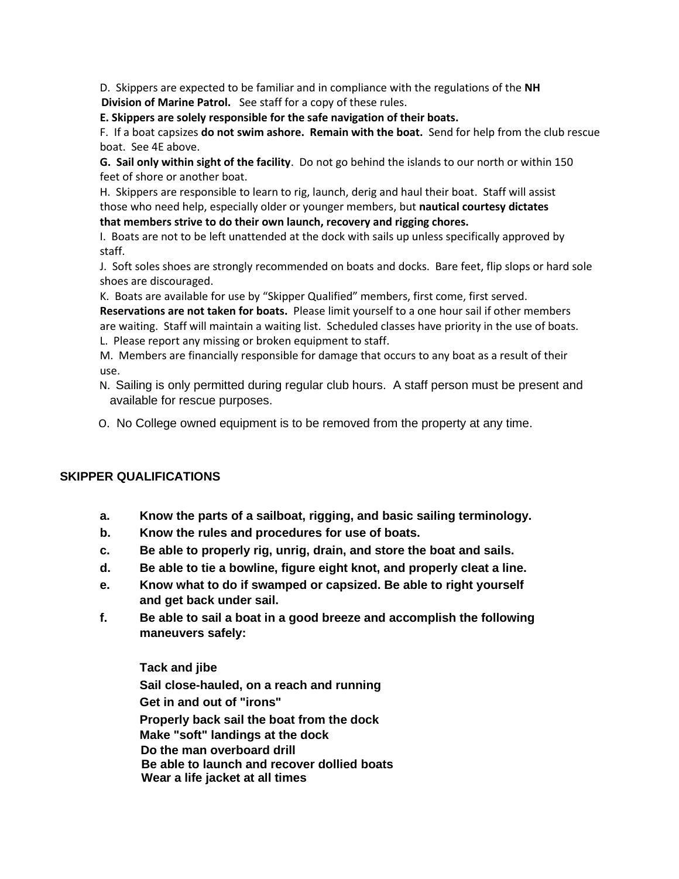D. Skippers are expected to be familiar and in compliance with the regulations of the **NH Division of Marine Patrol.** See staff for a copy of these rules.

**E. Skippers are solely responsible for the safe navigation of their boats.**

F. If a boat capsizes **do not swim ashore. Remain with the boat.** Send for help from the club rescue boat. See 4E above.

**G. Sail only within sight of the facility**. Do not go behind the islands to our north or within 150 feet of shore or another boat.

H. Skippers are responsible to learn to rig, launch, derig and haul their boat. Staff will assist those who need help, especially older or younger members, but **nautical courtesy dictates that members strive to do their own launch, recovery and rigging chores.**

I. Boats are not to be left unattended at the dock with sails up unless specifically approved by staff.

J. Soft soles shoes are strongly recommended on boats and docks. Bare feet, flip slops or hard sole shoes are discouraged.

K. Boats are available for use by "Skipper Qualified" members, first come, first served. **Reservations are not taken for boats.** Please limit yourself to a one hour sail if other members are waiting. Staff will maintain a waiting list. Scheduled classes have priority in the use of boats.

L. Please report any missing or broken equipment to staff.

M. Members are financially responsible for damage that occurs to any boat as a result of their use.

N. Sailing is only permitted during regular club hours. A staff person must be present and available for rescue purposes.

O. No College owned equipment is to be removed from the property at any time.

## SKIPPER QUALIFICATIONS

**a. Know the parts of a sailboat, rigging, and basic sailing terminology.**

**b. Know the rules and procedures for use of boats.**

**c. Be able to properly rig, unrig, drain, and store the boat and sails.**

**d. Be able to tie a bowline, figure eight knot, and properly cleat a line.**

**e. Know what to do if swamped or capsized. Be able to right yourself and get back under sail.**

**f. Be able to sail a boat in a good breeze and accomplish the following maneuvers safely:**

**Tack and jibe**
**Sail close-hauled, on a reach and running**
**Get in and out of "irons"**
**Properly back sail the boat from the dock**
**Make "soft" landings at the dock**
**Do the man overboard drill**
**Be able to launch and recover dollied boats**
**Wear a life jacket at all times**